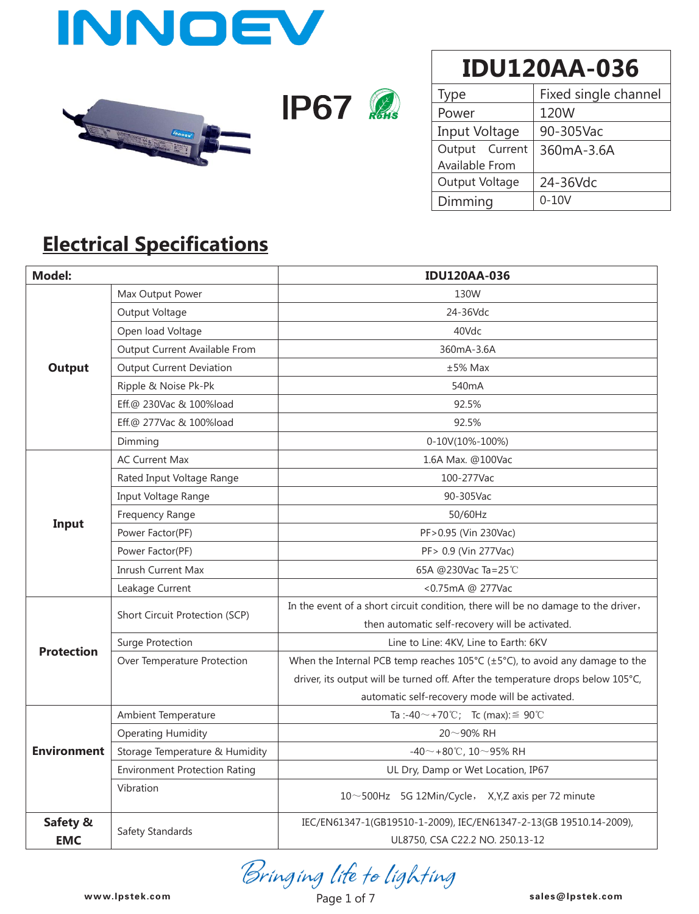# INNOEV

IP67 RoHS

| IDU120AA-036 | |
|---|---|
| Type | Fixed single channel |
| Power | 120W |
| Input Voltage | 90-305Vac |
| Output Current Available From | 360mA-3.6A |
| Output Voltage | 24-36Vdc |
| Dimming | 0-10V |

## Electrical Specifications

| Model: | | IDU120AA-036 |
|---|---|---|
| Output | Max Output Power | 130W |
| | Output Voltage | 24-36Vdc |
| | Open load Voltage | 40Vdc |
| | Output Current Available From | 360mA-3.6A |
| | Output Current Deviation | ±5% Max |
| | Ripple & Noise Pk-Pk | 540mA |
| | Eff.@ 230Vac & 100%load | 92.5% |
| | Eff.@ 277Vac & 100%load | 92.5% |
| | Dimming | 0-10V(10%-100%) |
| Input | AC Current Max | 1.6A Max. @100Vac |
| | Rated Input Voltage Range | 100-277Vac |
| | Input Voltage Range | 90-305Vac |
| | Frequency Range | 50/60Hz |
| | Power Factor(PF) | PF>0.95 (Vin 230Vac) |
| | Power Factor(PF) | PF> 0.9 (Vin 277Vac) |
| | Inrush Current Max | 65A @230Vac Ta=25℃ |
| | Leakage Current | <0.75mA @ 277Vac |
| Protection | Short Circuit Protection (SCP) | In the event of a short circuit condition, there will be no damage to the driver，then automatic self-recovery will be activated. |
| | Surge Protection | Line to Line: 4KV, Line to Earth: 6KV |
| | Over Temperature Protection | When the Internal PCB temp reaches 105°C (±5°C), to avoid any damage to the driver, its output will be turned off. After the temperature drops below 105°C, automatic self-recovery mode will be activated. |
| Environment | Ambient Temperature | Ta :-40～+70℃; Tc (max):≦ 90℃ |
| | Operating Humidity | 20～90% RH |
| | Storage Temperature & Humidity | -40～+80℃, 10～95% RH |
| | Environment Protection Rating | UL Dry, Damp or Wet Location, IP67 |
| | Vibration | 10～500Hz 5G 12Min/Cycle， X,Y,Z axis per 72 minute |
| Safety & EMC | Safety Standards | IEC/EN61347-1(GB19510-1-2009), IEC/EN61347-2-13(GB 19510.14-2009), UL8750, CSA C22.2 NO. 250.13-12 |

*Bringing life to lighting*

www.lpstek.com sales@lpstek.com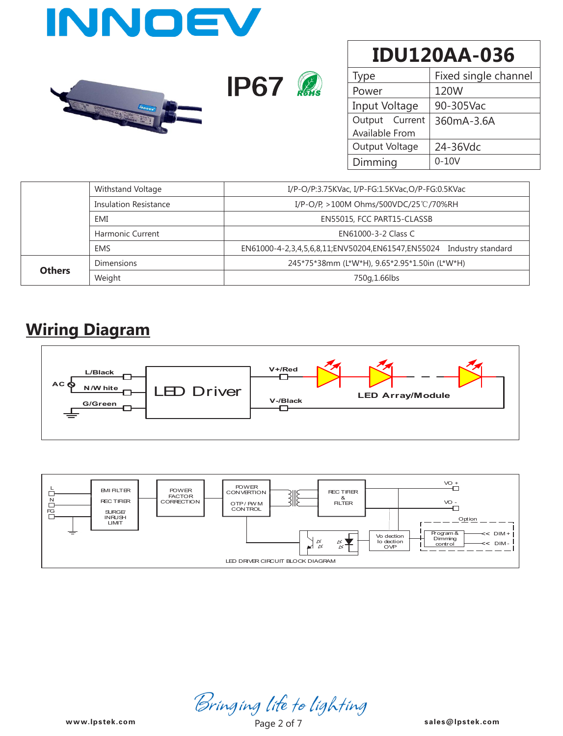# INNOEV

IP67 RoHS

| IDU120AA-036 | |
|---|---|
| Type | Fixed single channel |
| Power | 120W |
| Input Voltage | 90-305Vac |
| Output Current Available From | 360mA-3.6A |
| Output Voltage | 24-36Vdc |
| Dimming | 0-10V |

| | | |
|---|---|---|
| | Withstand Voltage | I/P-O/P:3.75KVac, I/P-FG:1.5KVac,O/P-FG:0.5KVac |
| | Insulation Resistance | I/P-O/P, >100M Ohms/500VDC/25℃/70%RH |
| | EMI | EN55015, FCC PART15-CLASSB |
| | Harmonic Current | EN61000-3-2 Class C |
| | EMS | EN61000-4-2,3,4,5,6,8,11;ENV50204,EN61547,EN55024 Industry standard |
| **Others** | Dimensions | 245*75*38mm (L*W*H), 9.65*2.95*1.50in (L*W*H) |
| | Weight | 750g,1.66lbs |

## Wiring Diagram

AC: L/Black, N/White, G/Green → LED Driver → V+/Red, V-/Black → LED Array/Module

LED DRIVER CIRCUIT BLOCK DIAGRAM

L, N, FG → EMI FILTER / RECTIFIER / SURGE/ INRUSH LIMIT → POWER FACTOR CORRECTION → POWER CONVERTION / OTP / PWM CONTROL → RECTIFIER & FILTER → VO +, VO -

Vo dection / Io dection / OVP; Option: Program & Dimming control ← DIM +, DIM -

*Bringing life to lighting*

www.lpstek.com sales@lpstek.com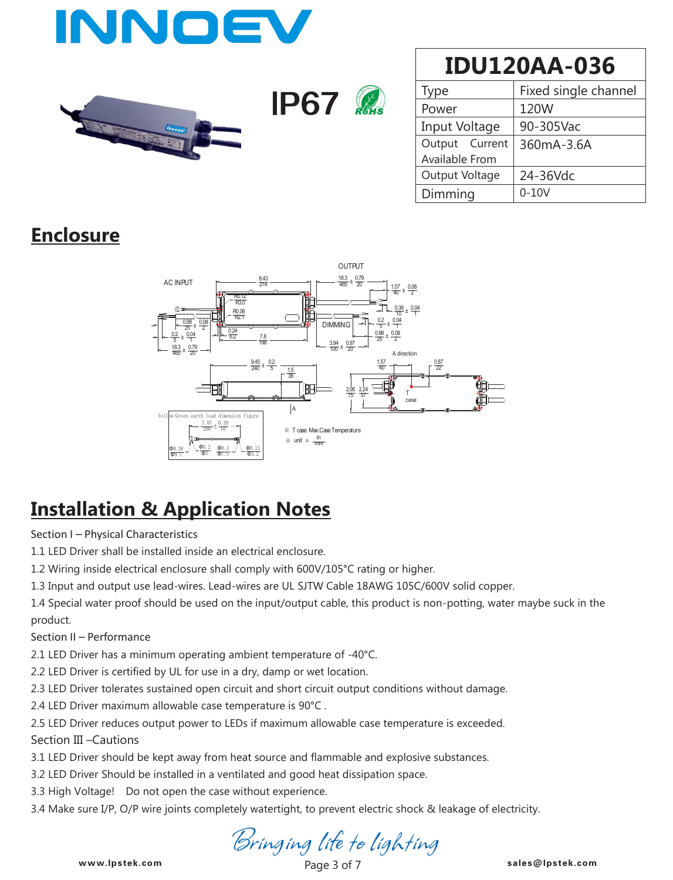# INNOEV

IP67

| IDU120AA-036 | |
|---|---|
| Type | Fixed single channel |
| Power | 120W |
| Input Voltage | 90-305Vac |
| Output Current Available From | 360mA-3.6A |
| Output Voltage | 24-36Vdc |
| Dimming | 0-10V |

## Enclosure

※ T case: Max.Case Temperature

※ unit = in/mm

## Installation & Application Notes

Section I – Physical Characteristics

1.1 LED Driver shall be installed inside an electrical enclosure.

1.2 Wiring inside electrical enclosure shall comply with 600V/105°C rating or higher.

1.3 Input and output use lead-wires. Lead-wires are UL SJTW Cable 18AWG 105C/600V solid copper.

1.4 Special water proof should be used on the input/output cable, this product is non-potting, water maybe suck in the product.

Section II – Performance

2.1 LED Driver has a minimum operating ambient temperature of -40°C.

2.2 LED Driver is certified by UL for use in a dry, damp or wet location.

2.3 LED Driver tolerates sustained open circuit and short circuit output conditions without damage.

2.4 LED Driver maximum allowable case temperature is 90°C .

2.5 LED Driver reduces output power to LEDs if maximum allowable case temperature is exceeded.

Section Ⅲ –Cautions

3.1 LED Driver should be kept away from heat source and flammable and explosive substances.

3.2 LED Driver Should be installed in a ventilated and good heat dissipation space.

3.3 High Voltage! Do not open the case without experience.

3.4 Make sure I/P, O/P wire joints completely watertight, to prevent electric shock & leakage of electricity.

*Bringing life to lighting*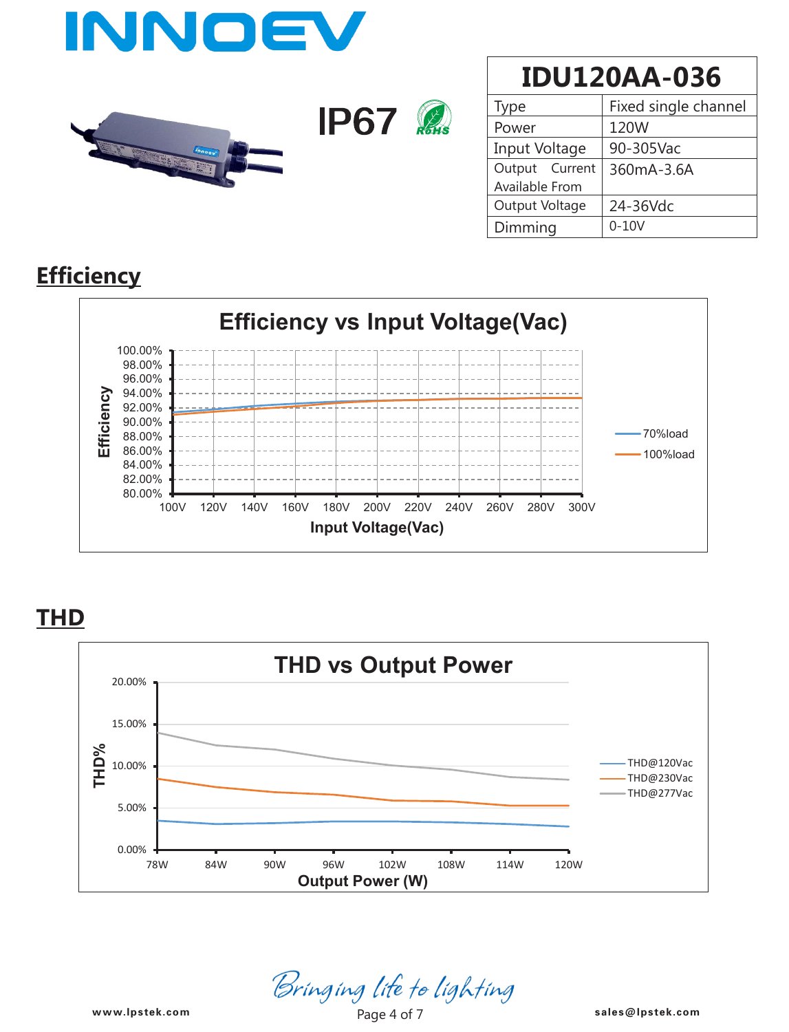# INNOEV

IP67 RoHS

| IDU120AA-036 | |
|---|---|
| Type | Fixed single channel |
| Power | 120W |
| Input Voltage | 90-305Vac |
| Output Current Available From | 360mA-3.6A |
| Output Voltage | 24-36Vdc |
| Dimming | 0-10V |

## Efficiency

**Efficiency vs Input Voltage(Vac)**

Efficiency axis: 80.00% – 100.00%; Input Voltage(Vac) axis: 100V – 300V

Legend: 70%load, 100%load

## THD

**THD vs Output Power**

THD% axis: 0.00% – 20.00%; Output Power (W) axis: 78W – 120W

Legend: THD@120Vac, THD@230Vac, THD@277Vac

*Bringing life to lighting*

www.lpstek.com sales@lpstek.com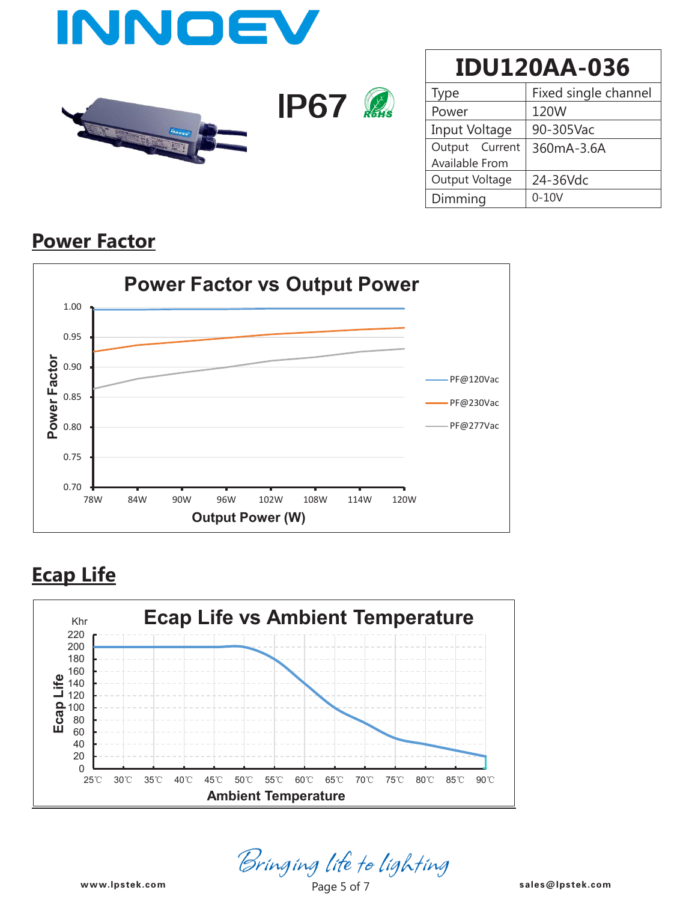# INNOEV

IP67

| IDU120AA-036 | |
|---|---|
| Type | Fixed single channel |
| Power | 120W |
| Input Voltage | 90-305Vac |
| Output Current Available From | 360mA-3.6A |
| Output Voltage | 24-36Vdc |
| Dimming | 0-10V |

## Power Factor

**Power Factor vs Output Power**

Power Factor: 0.70, 0.75, 0.80, 0.85, 0.90, 0.95, 1.00

Output Power (W): 78W, 84W, 90W, 96W, 102W, 108W, 114W, 120W

Legend: PF@120Vac, PF@230Vac, PF@277Vac

## Ecap Life

**Ecap Life vs Ambient Temperature**

Ecap Life (Khr): 0, 20, 40, 60, 80, 100, 120, 140, 160, 180, 200, 220

Ambient Temperature: 25℃, 30℃, 35℃, 40℃, 45℃, 50℃, 55℃, 60℃, 65℃, 70℃, 75℃, 80℃, 85℃, 90℃

*Bringing life to lighting*

www.lpstek.com

sales@lpstek.com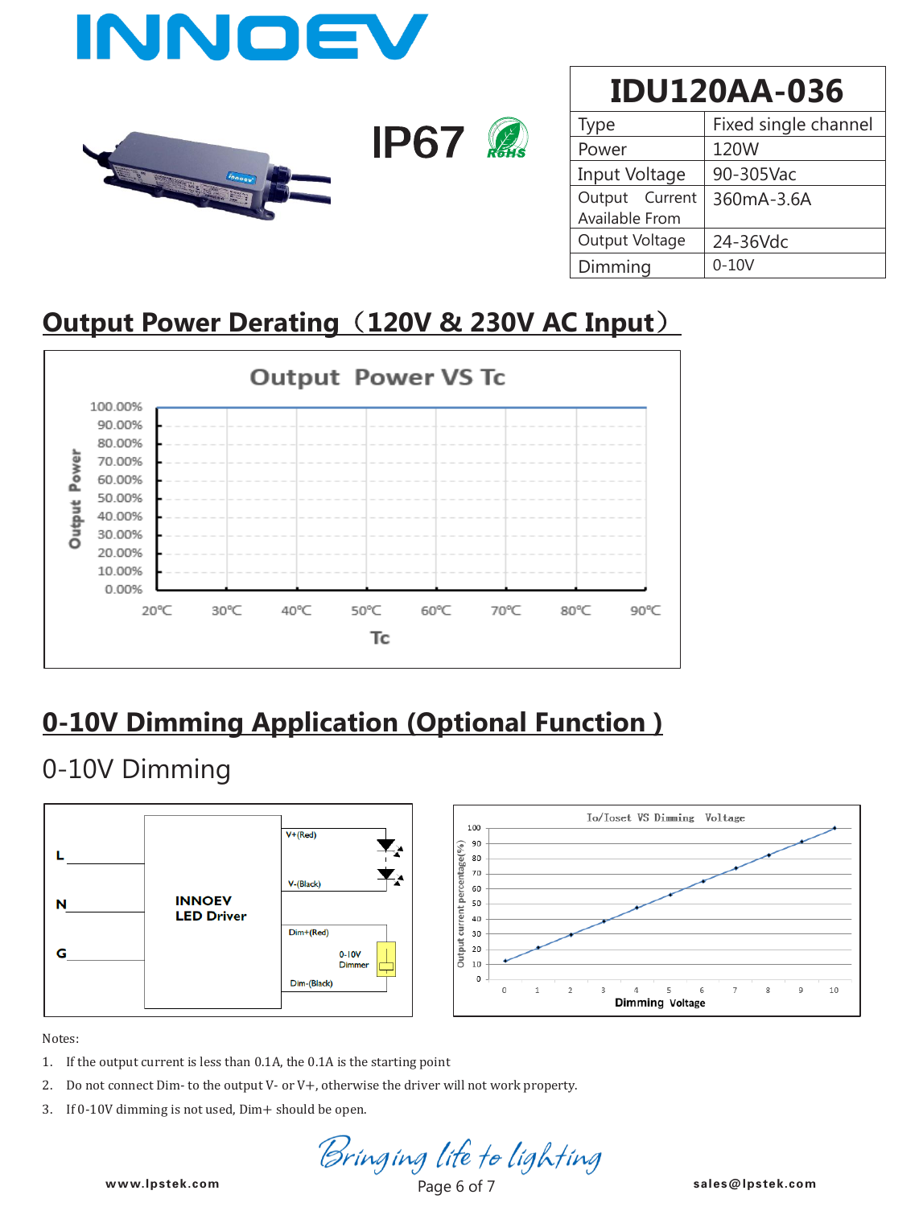IP67

| IDU120AA-036 | |
|---|---|
| Type | Fixed single channel |
| Power | 120W |
| Input Voltage | 90-305Vac |
| Output Current Available From | 360mA-3.6A |
| Output Voltage | 24-36Vdc |
| Dimming | 0-10V |

## Output Power Derating（120V & 230V AC Input）

Output Power VS Tc

Output Power: 100.00%, 90.00%, 80.00%, 70.00%, 60.00%, 50.00%, 40.00%, 30.00%, 20.00%, 10.00%, 0.00%

Tc: 20℃, 30℃, 40℃, 50℃, 60℃, 70℃, 80℃, 90℃

## 0-10V Dimming Application (Optional Function )

### 0-10V Dimming

L, N, G — INNOEV LED Driver — V+(Red), V-(Black), Dim+(Red), Dim-(Black), 0-10V Dimmer

Io/Ioset VS Dimming Voltage

Output current percentage(%) vs Dimming Voltage (0–10)

Notes:

1. If the output current is less than 0.1A, the 0.1A is the starting point
2. Do not connect Dim- to the output V- or V+, otherwise the driver will not work property.
3. If 0-10V dimming is not used, Dim+ should be open.

*Bringing life to lighting*

www.lpstek.com sales@lpstek.com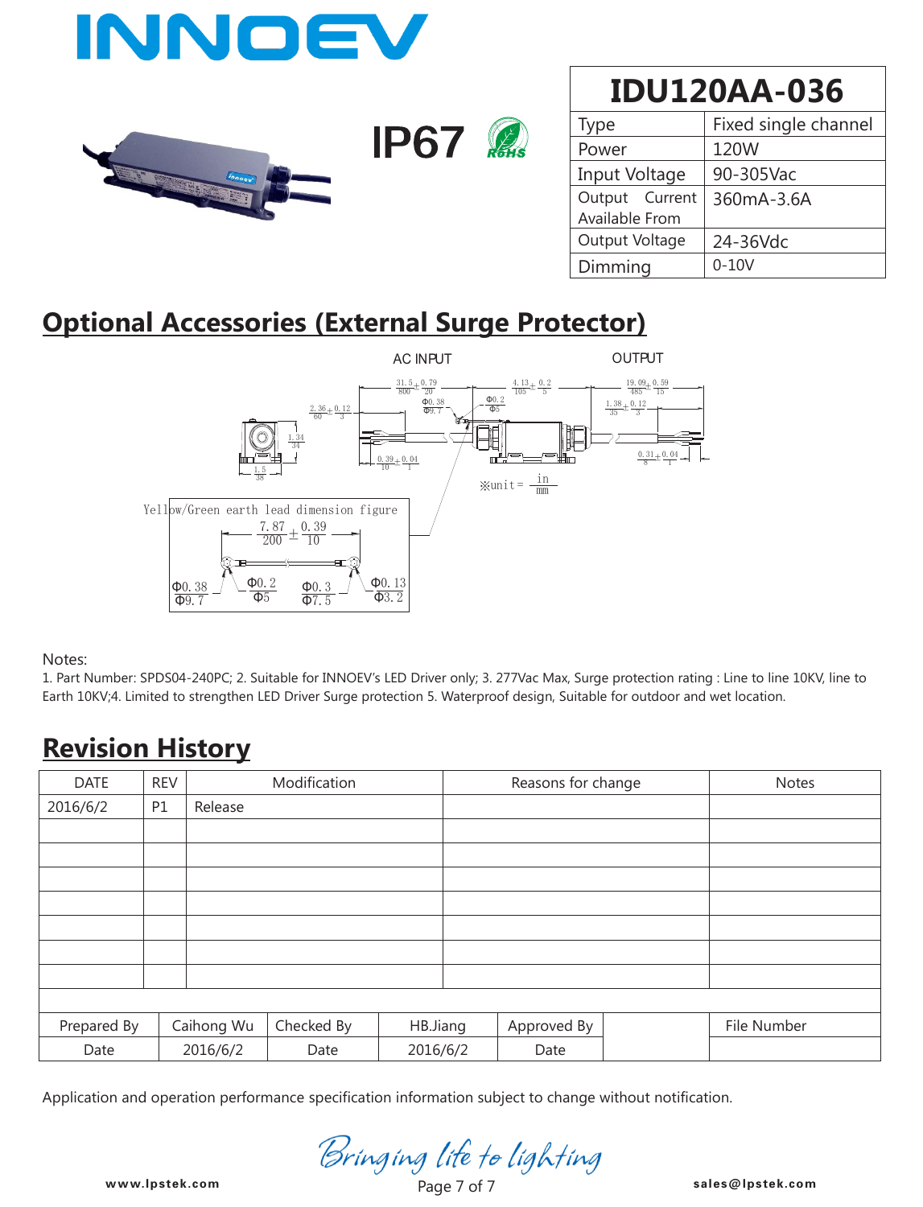# INNOEV

IP67 RoHS

| IDU120AA-036 | |
|---|---|
| Type | Fixed single channel |
| Power | 120W |
| Input Voltage | 90-305Vac |
| Output Current Available From | 360mA-3.6A |
| Output Voltage | 24-36Vdc |
| Dimming | 0-10V |

## Optional Accessories (External Surge Protector)

AC INPUT

OUTPUT

31.5/800 ± 0.79/20

4.13/105 ± 0.2/5

19.09/485 ± 0.59/15

Φ0.38/Φ9.7

Φ0.2/Φ5

2.36/60 ± 0.12/3

1.38/35 ± 0.12/3

1.34/34

1.5/38

0.39/10 ± 0.04/1

0.31/8 ± 0.04/1

※unit = in/mm

Yellow/Green earth lead dimension figure

7.87/200 ± 0.39/10

Φ0.38/Φ9.7

Φ0.2/Φ5

Φ0.3/Φ7.5

Φ0.13/Φ3.2

Notes:

1. Part Number: SPDS04-240PC; 2. Suitable for INNOEV's LED Driver only; 3. 277Vac Max, Surge protection rating : Line to line 10KV, line to Earth 10KV;4. Limited to strengthen LED Driver Surge protection 5. Waterproof design, Suitable for outdoor and wet location.

## Revision History

| DATE | REV | Modification | Reasons for change | Notes |
|---|---|---|---|---|
| 2016/6/2 | P1 | Release | | |
| | | | | |
| | | | | |
| | | | | |
| | | | | |
| | | | | |
| | | | | |
| | | | | |

| | | | | | | |
|---|---|---|---|---|---|---|
| Prepared By | Caihong Wu | Checked By | HB.Jiang | Approved By | | File Number |
| Date | 2016/6/2 | Date | 2016/6/2 | Date | | |

Application and operation performance specification information subject to change without notification.

*Bringing life to lighting*

www.lpstek.com

sales@lpstek.com